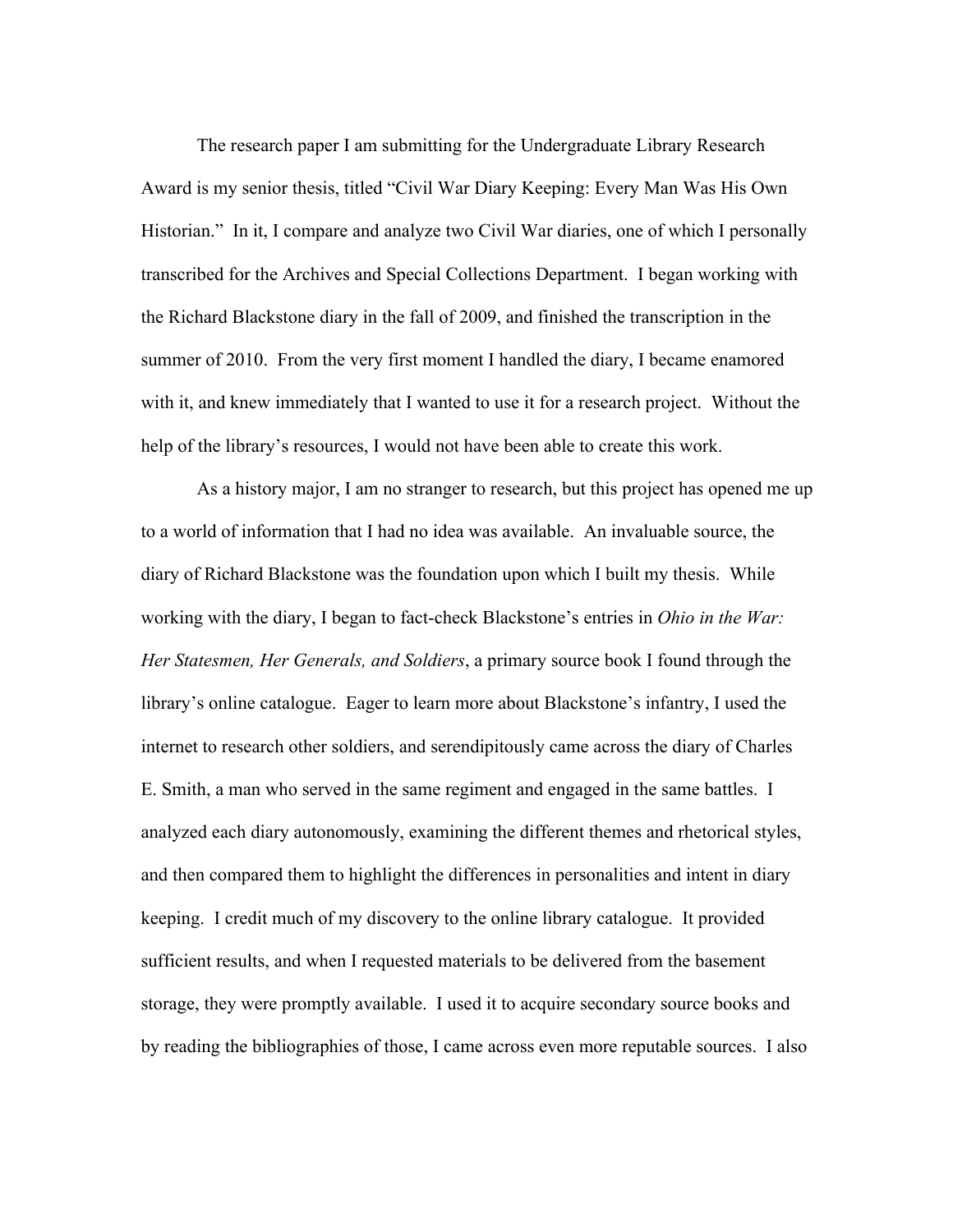The research paper I am submitting for the Undergraduate Library Research Award is my senior thesis, titled "Civil War Diary Keeping: Every Man Was His Own Historian." In it, I compare and analyze two Civil War diaries, one of which I personally transcribed for the Archives and Special Collections Department. I began working with the Richard Blackstone diary in the fall of 2009, and finished the transcription in the summer of 2010. From the very first moment I handled the diary, I became enamored with it, and knew immediately that I wanted to use it for a research project. Without the help of the library's resources, I would not have been able to create this work.

As a history major, I am no stranger to research, but this project has opened me up to a world of information that I had no idea was available. An invaluable source, the diary of Richard Blackstone was the foundation upon which I built my thesis. While working with the diary, I began to fact-check Blackstone's entries in *Ohio in the War: Her Statesmen, Her Generals, and Soldiers*, a primary source book I found through the library's online catalogue. Eager to learn more about Blackstone's infantry, I used the internet to research other soldiers, and serendipitously came across the diary of Charles E. Smith, a man who served in the same regiment and engaged in the same battles. I analyzed each diary autonomously, examining the different themes and rhetorical styles, and then compared them to highlight the differences in personalities and intent in diary keeping. I credit much of my discovery to the online library catalogue. It provided sufficient results, and when I requested materials to be delivered from the basement storage, they were promptly available. I used it to acquire secondary source books and by reading the bibliographies of those, I came across even more reputable sources. I also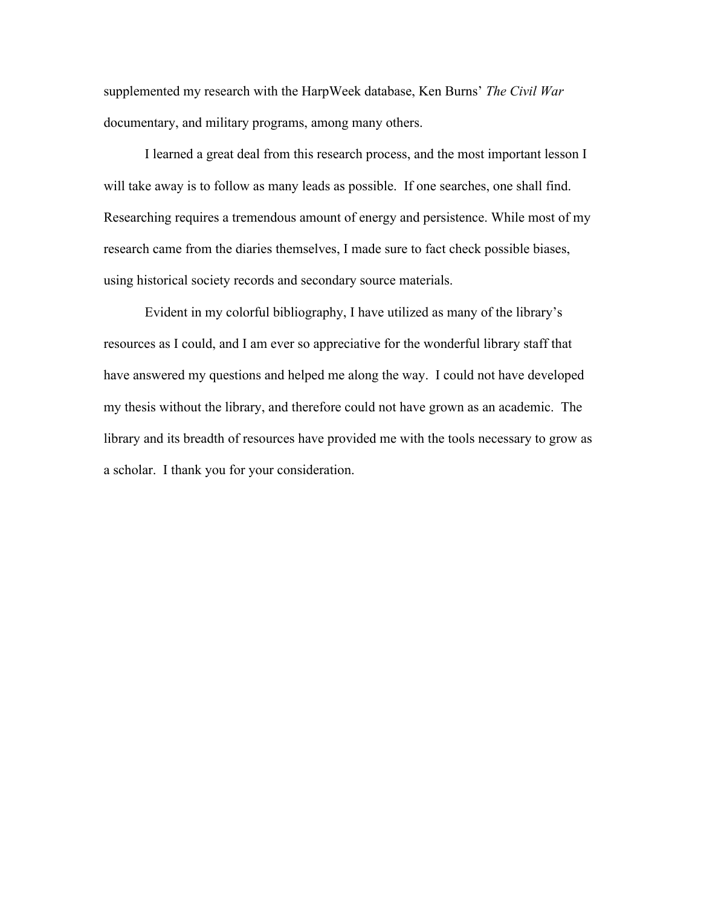supplemented my research with the HarpWeek database, Ken Burns' *The Civil War* documentary, and military programs, among many others.

I learned a great deal from this research process, and the most important lesson I will take away is to follow as many leads as possible. If one searches, one shall find. Researching requires a tremendous amount of energy and persistence. While most of my research came from the diaries themselves, I made sure to fact check possible biases, using historical society records and secondary source materials.

Evident in my colorful bibliography, I have utilized as many of the library's resources as I could, and I am ever so appreciative for the wonderful library staff that have answered my questions and helped me along the way. I could not have developed my thesis without the library, and therefore could not have grown as an academic. The library and its breadth of resources have provided me with the tools necessary to grow as a scholar. I thank you for your consideration.